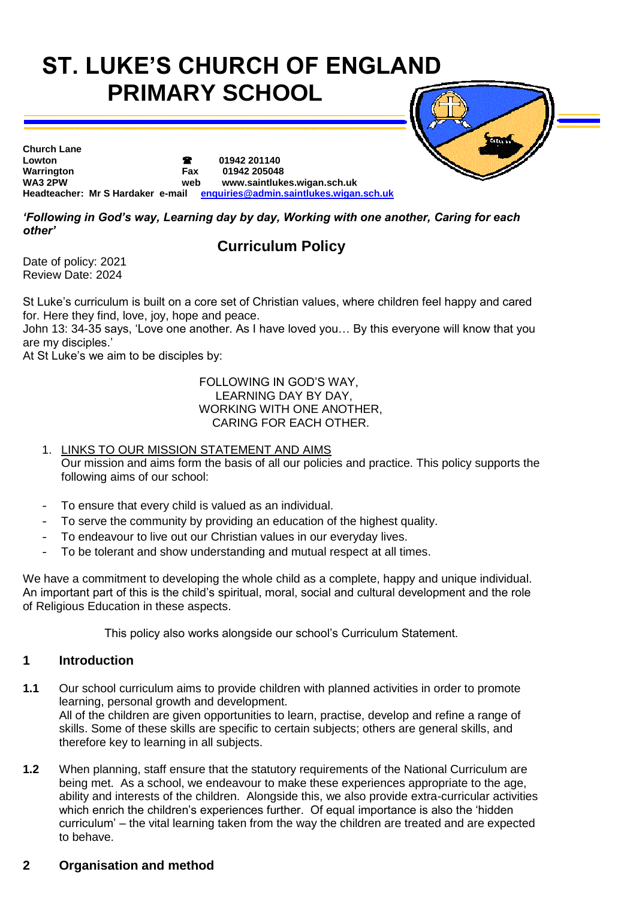# ST. LUKE'S CHURCH OF ENGLAND PRIMARY SCHOOL

**Church Lane**
**Lowton** ☎ **01942 201140**
**Warrington** **Fax 01942 205048**
**WA3 2PW** **web www.saintlukes.wigan.sch.uk**
**Headteacher: Mr S Hardaker e-mail enquiries@admin.saintlukes.wigan.sch.uk**

***'Following in God's way, Learning day by day, Working with one another, Caring for each other'***

## Curriculum Policy

Date of policy: 2021
Review Date: 2024

St Luke's curriculum is built on a core set of Christian values, where children feel happy and cared for. Here they find, love, joy, hope and peace.
John 13: 34-35 says, 'Love one another. As I have loved you… By this everyone will know that you are my disciples.'
At St Luke's we aim to be disciples by:

FOLLOWING IN GOD'S WAY,
LEARNING DAY BY DAY,
WORKING WITH ONE ANOTHER,
CARING FOR EACH OTHER.

1. LINKS TO OUR MISSION STATEMENT AND AIMS
   Our mission and aims form the basis of all our policies and practice. This policy supports the following aims of our school:

- To ensure that every child is valued as an individual.
- To serve the community by providing an education of the highest quality.
- To endeavour to live out our Christian values in our everyday lives.
- To be tolerant and show understanding and mutual respect at all times.

We have a commitment to developing the whole child as a complete, happy and unique individual. An important part of this is the child's spiritual, moral, social and cultural development and the role of Religious Education in these aspects.

This policy also works alongside our school's Curriculum Statement.

## 1 Introduction

**1.1** Our school curriculum aims to provide children with planned activities in order to promote learning, personal growth and development.
All of the children are given opportunities to learn, practise, develop and refine a range of skills. Some of these skills are specific to certain subjects; others are general skills, and therefore key to learning in all subjects.

**1.2** When planning, staff ensure that the statutory requirements of the National Curriculum are being met. As a school, we endeavour to make these experiences appropriate to the age, ability and interests of the children. Alongside this, we also provide extra-curricular activities which enrich the children's experiences further. Of equal importance is also the 'hidden curriculum' – the vital learning taken from the way the children are treated and are expected to behave.

## 2 Organisation and method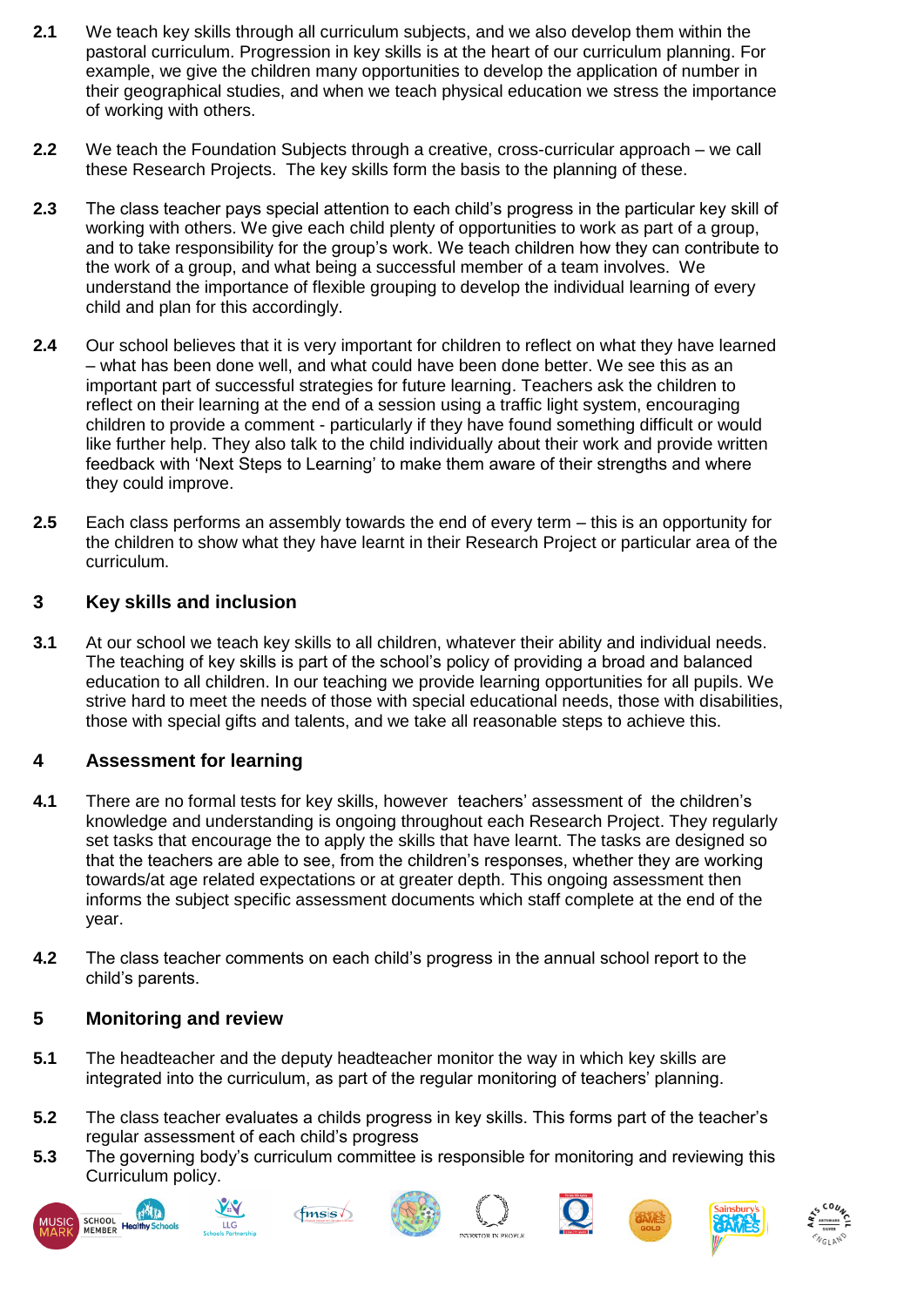**2.1** We teach key skills through all curriculum subjects, and we also develop them within the pastoral curriculum. Progression in key skills is at the heart of our curriculum planning. For example, we give the children many opportunities to develop the application of number in their geographical studies, and when we teach physical education we stress the importance of working with others.

**2.2** We teach the Foundation Subjects through a creative, cross-curricular approach – we call these Research Projects. The key skills form the basis to the planning of these.

**2.3** The class teacher pays special attention to each child's progress in the particular key skill of working with others. We give each child plenty of opportunities to work as part of a group, and to take responsibility for the group's work. We teach children how they can contribute to the work of a group, and what being a successful member of a team involves. We understand the importance of flexible grouping to develop the individual learning of every child and plan for this accordingly.

**2.4** Our school believes that it is very important for children to reflect on what they have learned – what has been done well, and what could have been done better. We see this as an important part of successful strategies for future learning. Teachers ask the children to reflect on their learning at the end of a session using a traffic light system, encouraging children to provide a comment - particularly if they have found something difficult or would like further help. They also talk to the child individually about their work and provide written feedback with 'Next Steps to Learning' to make them aware of their strengths and where they could improve.

**2.5** Each class performs an assembly towards the end of every term – this is an opportunity for the children to show what they have learnt in their Research Project or particular area of the curriculum.

## 3 Key skills and inclusion

**3.1** At our school we teach key skills to all children, whatever their ability and individual needs. The teaching of key skills is part of the school's policy of providing a broad and balanced education to all children. In our teaching we provide learning opportunities for all pupils. We strive hard to meet the needs of those with special educational needs, those with disabilities, those with special gifts and talents, and we take all reasonable steps to achieve this.

## 4 Assessment for learning

**4.1** There are no formal tests for key skills, however teachers' assessment of the children's knowledge and understanding is ongoing throughout each Research Project. They regularly set tasks that encourage the to apply the skills that have learnt. The tasks are designed so that the teachers are able to see, from the children's responses, whether they are working towards/at age related expectations or at greater depth. This ongoing assessment then informs the subject specific assessment documents which staff complete at the end of the year.

**4.2** The class teacher comments on each child's progress in the annual school report to the child's parents.

## 5 Monitoring and review

**5.1** The headteacher and the deputy headteacher monitor the way in which key skills are integrated into the curriculum, as part of the regular monitoring of teachers' planning.

**5.2** The class teacher evaluates a childs progress in key skills. This forms part of the teacher's regular assessment of each child's progress

**5.3** The governing body's curriculum committee is responsible for monitoring and reviewing this Curriculum policy.